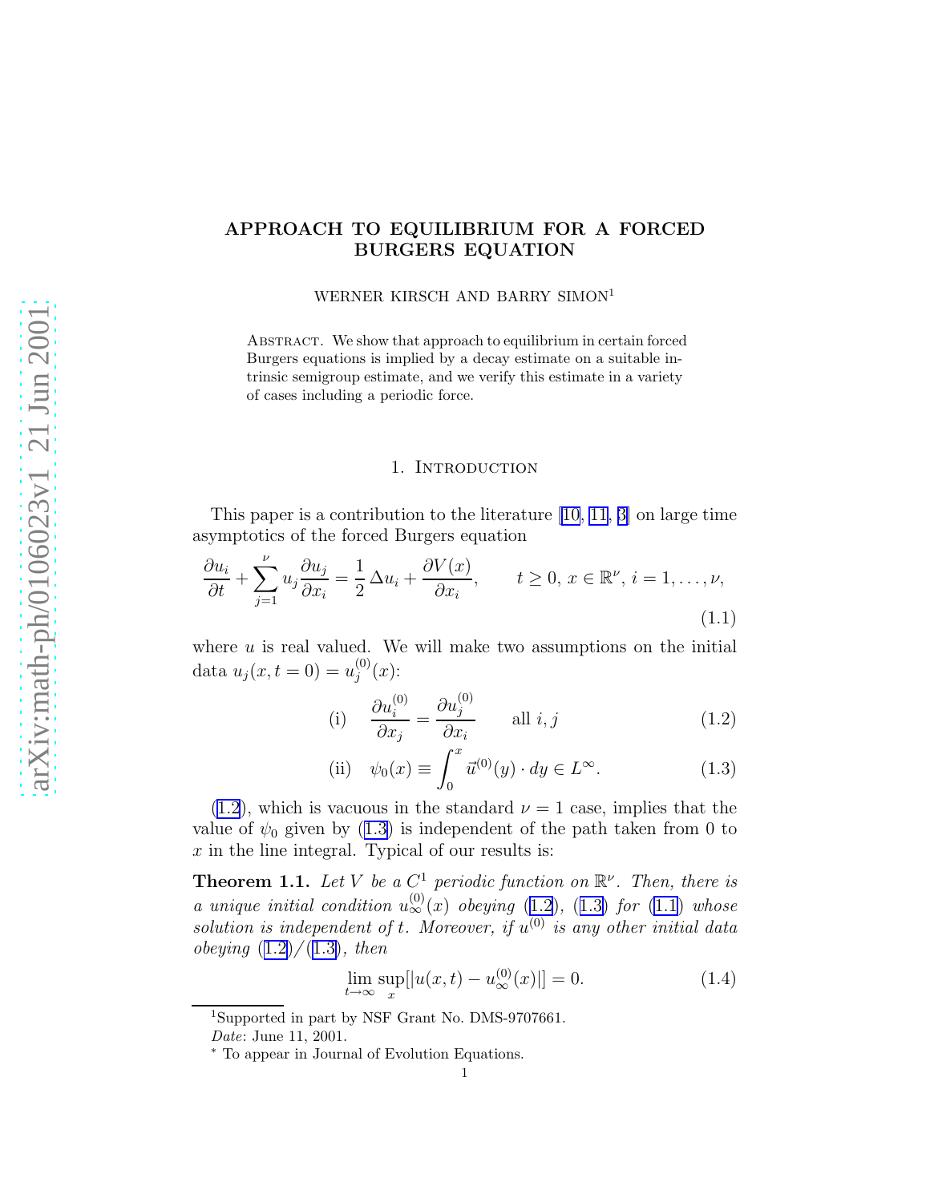# APPROACH TO EQUILIBRIUM FOR A FORCED BURGERS EQUATION

WERNER KIRSCH AND BARRY SIMON[1]

Abstract. We show that approach to equilibrium in certain forced Burgers equations is implied by a decay estimate on a suitable intrinsic semigroup estimate, and we verify this estimate in a variety of cases including a periodic force.

## 1. Introduction

This paper is a contribution to the literature [10, 11, 3] on large time asymptotics of the forced Burgers equation

$$\frac{\partial u_i}{\partial t} + \sum_{j=1}^{\nu} u_j \frac{\partial u_j}{\partial x_i} = \frac{1}{2}\,\Delta u_i + \frac{\partial V(x)}{\partial x_i}, \qquad t \geq 0,\, x \in \mathbb{R}^\nu,\, i = 1, \dots, \nu, \tag{1.1}$$

where $u$ is real valued. We will make two assumptions on the initial data $u_j(x, t = 0) = u_j^{(0)}(x)$:

$$\text{(i)} \quad \frac{\partial u_i^{(0)}}{\partial x_j} = \frac{\partial u_j^{(0)}}{\partial x_i} \qquad \text{all } i, j \tag{1.2}$$

$$\text{(ii)} \quad \psi_0(x) \equiv \int_0^x \vec{u}^{(0)}(y) \cdot dy \in L^\infty. \tag{1.3}$$

(1.2), which is vacuous in the standard $\nu = 1$ case, implies that the value of $\psi_0$ given by (1.3) is independent of the path taken from 0 to $x$ in the line integral. Typical of our results is:

**Theorem 1.1.** *Let $V$ be a $C^1$ periodic function on $\mathbb{R}^\nu$. Then, there is a unique initial condition $u_\infty^{(0)}(x)$ obeying (1.2), (1.3) for (1.1) whose solution is independent of $t$. Moreover, if $u^{(0)}$ is any other initial data obeying (1.2)/(1.3), then*

$$\lim_{t \to \infty} \sup_x [|u(x,t) - u_\infty^{(0)}(x)|] = 0. \tag{1.4}$$

[1] Supported in part by NSF Grant No. DMS-9707661.

*Date*: June 11, 2001.

* To appear in Journal of Evolution Equations.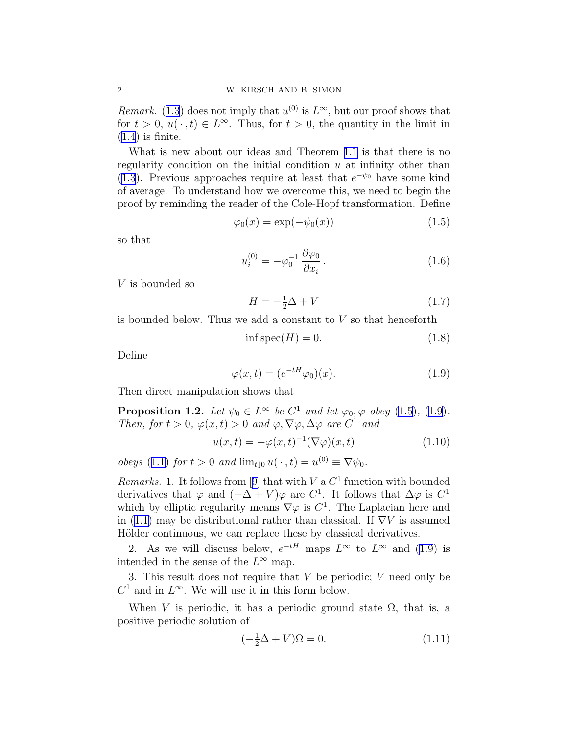*Remark.* (1.3) does not imply that $u^{(0)}$ is $L^\infty$, but our proof shows that for $t > 0$, $u(\,\cdot\,, t) \in L^\infty$. Thus, for $t > 0$, the quantity in the limit in (1.4) is finite.

What is new about our ideas and Theorem 1.1 is that there is no regularity condition on the initial condition $u$ at infinity other than (1.3). Previous approaches require at least that $e^{-\psi_0}$ have some kind of average. To understand how we overcome this, we need to begin the proof by reminding the reader of the Cole-Hopf transformation. Define

$$\varphi_0(x) = \exp(-\psi_0(x)) \tag{1.5}$$

so that

$$u_i^{(0)} = -\varphi_0^{-1}\,\frac{\partial \varphi_0}{\partial x_i}\,. \tag{1.6}$$

$V$ is bounded so

$$H = -\tfrac{1}{2}\Delta + V \tag{1.7}$$

is bounded below. Thus we add a constant to $V$ so that henceforth

$$\inf \operatorname{spec}(H) = 0. \tag{1.8}$$

Define

$$\varphi(x,t) = (e^{-tH}\varphi_0)(x). \tag{1.9}$$

Then direct manipulation shows that

**Proposition 1.2.** *Let $\psi_0 \in L^\infty$ be $C^1$ and let $\varphi_0, \varphi$ obey (1.5), (1.9). Then, for $t > 0$, $\varphi(x,t) > 0$ and $\varphi, \nabla\varphi, \Delta\varphi$ are $C^1$ and*

$$u(x,t) = -\varphi(x,t)^{-1}(\nabla\varphi)(x,t) \tag{1.10}$$

*obeys (1.1) for $t > 0$ and $\lim_{t\downarrow 0} u(\,\cdot\,, t) = u^{(0)} \equiv \nabla\psi_0$.*

*Remarks.* 1. It follows from [9] that with $V$ a $C^1$ function with bounded derivatives that $\varphi$ and $(-\Delta + V)\varphi$ are $C^1$. It follows that $\Delta\varphi$ is $C^1$ which by elliptic regularity means $\nabla\varphi$ is $C^1$. The Laplacian here and in (1.1) may be distributional rather than classical. If $\nabla V$ is assumed Hölder continuous, we can replace these by classical derivatives.

2. As we will discuss below, $e^{-tH}$ maps $L^\infty$ to $L^\infty$ and (1.9) is intended in the sense of the $L^\infty$ map.

3. This result does not require that $V$ be periodic; $V$ need only be $C^1$ and in $L^\infty$. We will use it in this form below.

When $V$ is periodic, it has a periodic ground state $\Omega$, that is, a positive periodic solution of

$$(-\tfrac{1}{2}\Delta + V)\Omega = 0. \tag{1.11}$$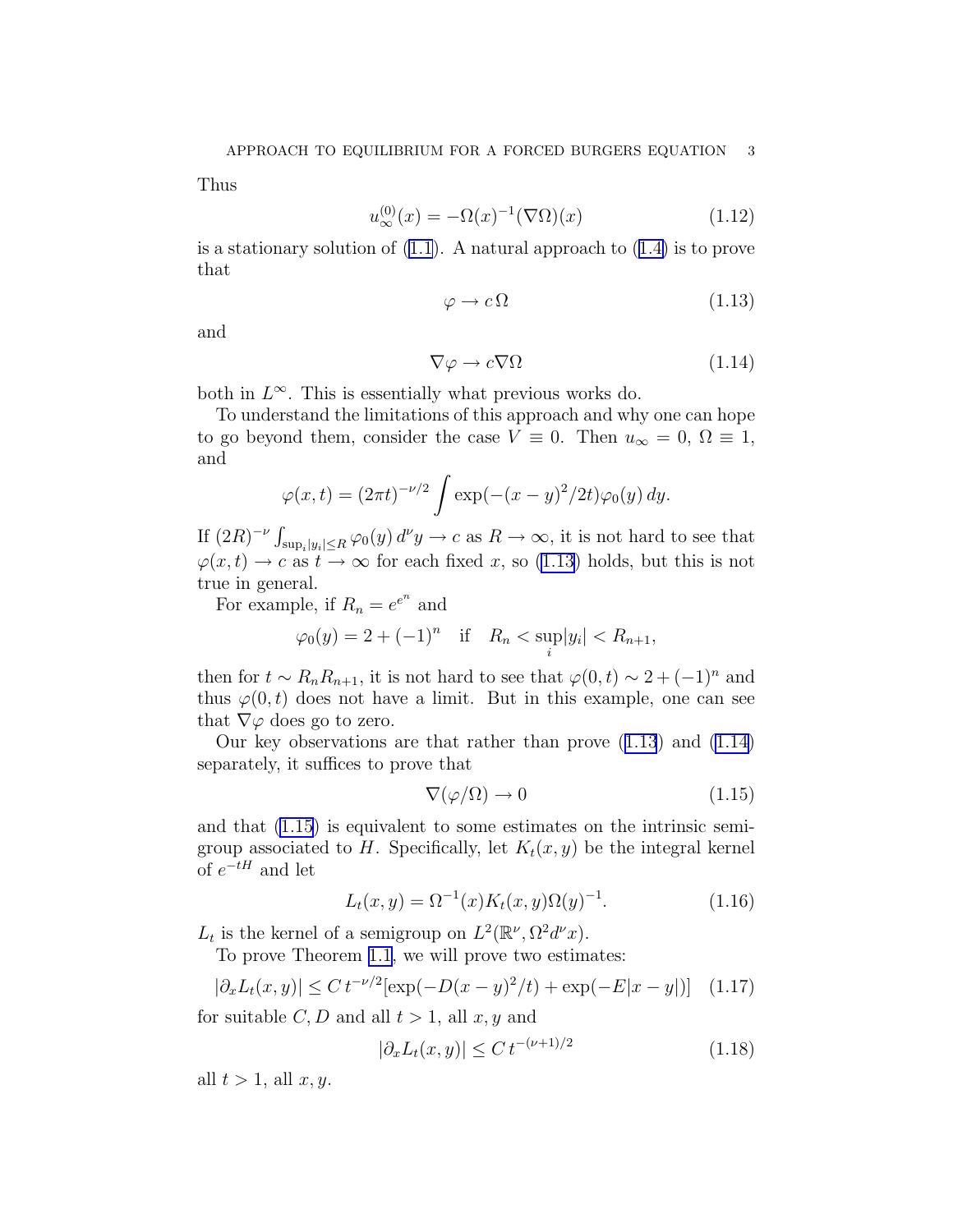Thus

$$u_\infty^{(0)}(x) = -\Omega(x)^{-1}(\nabla\Omega)(x) \tag{1.12}$$

is a stationary solution of (1.1). A natural approach to (1.4) is to prove that

$$\varphi \to c\,\Omega \tag{1.13}$$

and

$$\nabla\varphi \to c\nabla\Omega \tag{1.14}$$

both in $L^\infty$. This is essentially what previous works do.

To understand the limitations of this approach and why one can hope to go beyond them, consider the case $V \equiv 0$. Then $u_\infty = 0$, $\Omega \equiv 1$, and

$$\varphi(x,t) = (2\pi t)^{-\nu/2} \int \exp(-(x-y)^2/2t)\varphi_0(y)\,dy.$$

If $(2R)^{-\nu}\int_{\sup_i |y_i| \le R} \varphi_0(y)\,d^\nu y \to c$ as $R \to \infty$, it is not hard to see that $\varphi(x,t) \to c$ as $t \to \infty$ for each fixed $x$, so (1.13) holds, but this is not true in general.

For example, if $R_n = e^{e^n}$ and

$$\varphi_0(y) = 2 + (-1)^n \quad \text{if} \quad R_n < \sup_i |y_i| < R_{n+1},$$

then for $t \sim R_n R_{n+1}$, it is not hard to see that $\varphi(0,t) \sim 2 + (-1)^n$ and thus $\varphi(0,t)$ does not have a limit. But in this example, one can see that $\nabla\varphi$ does go to zero.

Our key observations are that rather than prove (1.13) and (1.14) separately, it suffices to prove that

$$\nabla(\varphi/\Omega) \to 0 \tag{1.15}$$

and that (1.15) is equivalent to some estimates on the intrinsic semigroup associated to $H$. Specifically, let $K_t(x,y)$ be the integral kernel of $e^{-tH}$ and let

$$L_t(x,y) = \Omega^{-1}(x)K_t(x,y)\Omega(y)^{-1}. \tag{1.16}$$

$L_t$ is the kernel of a semigroup on $L^2(\mathbb{R}^\nu, \Omega^2 d^\nu x)$.

To prove Theorem 1.1, we will prove two estimates:

$$|\partial_x L_t(x,y)| \le C\,t^{-\nu/2}[\exp(-D(x-y)^2/t) + \exp(-E|x-y|)] \tag{1.17}$$

for suitable $C, D$ and all $t > 1$, all $x, y$ and

$$|\partial_x L_t(x,y)| \le C\,t^{-(\nu+1)/2} \tag{1.18}$$

all $t > 1$, all $x, y$.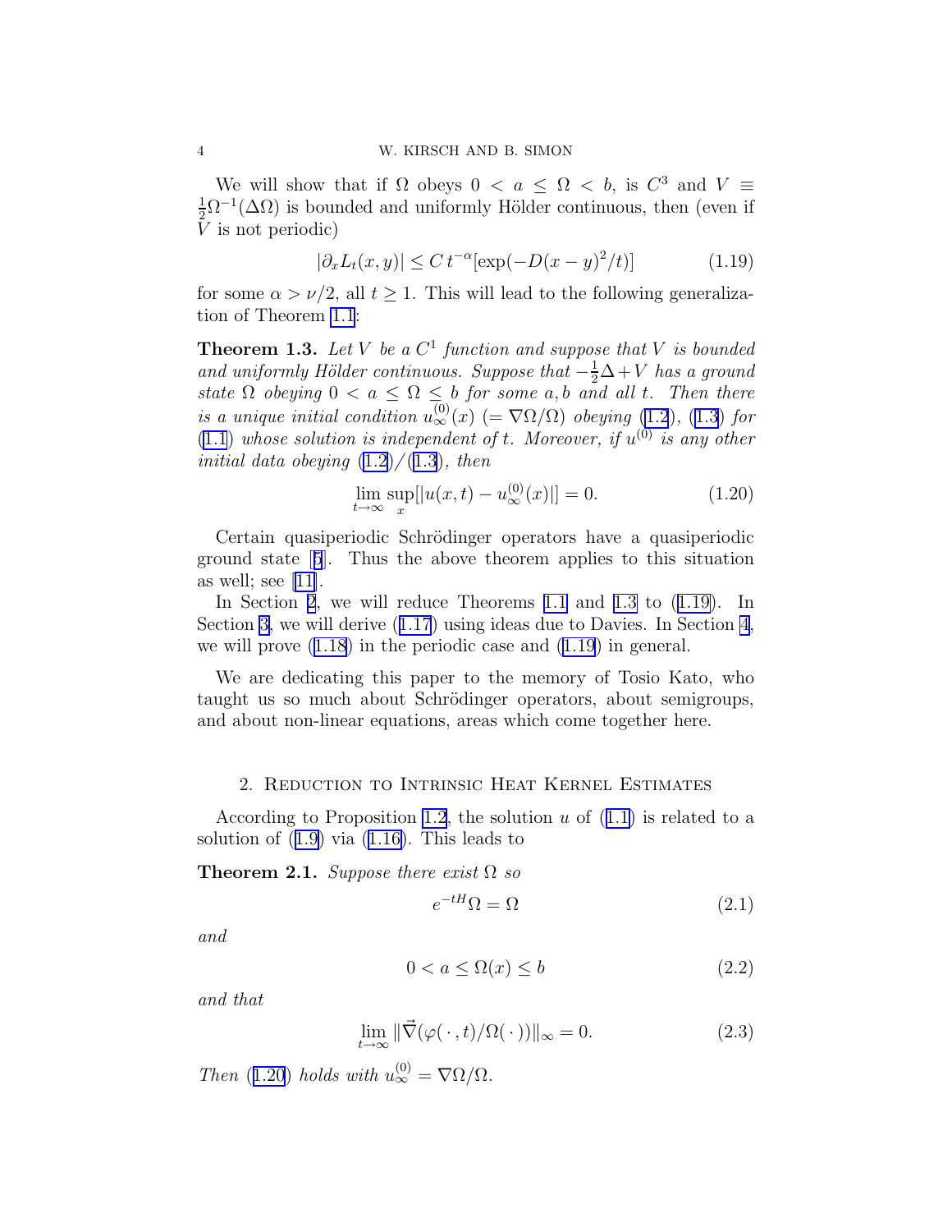We will show that if $\Omega$ obeys $0 < a \leq \Omega < b$, is $C^3$ and $V \equiv \frac{1}{2}\Omega^{-1}(\Delta\Omega)$ is bounded and uniformly Hölder continuous, then (even if $V$ is not periodic)

$$|\partial_x L_t(x,y)| \leq C\, t^{-\alpha}[\exp(-D(x-y)^2/t)] \tag{1.19}$$

for some $\alpha > \nu/2$, all $t \geq 1$. This will lead to the following generalization of Theorem 1.1:

**Theorem 1.3.** *Let $V$ be a $C^1$ function and suppose that $V$ is bounded and uniformly Hölder continuous. Suppose that $-\frac{1}{2}\Delta + V$ has a ground state $\Omega$ obeying $0 < a \leq \Omega \leq b$ for some $a, b$ and all $t$. Then there is a unique initial condition $u_\infty^{(0)}(x)$ $(= \nabla\Omega/\Omega)$ obeying (1.2), (1.3) for (1.1) whose solution is independent of $t$. Moreover, if $u^{(0)}$ is any other initial data obeying (1.2)/(1.3), then*

$$\lim_{t\to\infty} \sup_x [|u(x,t) - u_\infty^{(0)}(x)|] = 0. \tag{1.20}$$

Certain quasiperiodic Schrödinger operators have a quasiperiodic ground state [5]. Thus the above theorem applies to this situation as well; see [11].

In Section 2, we will reduce Theorems 1.1 and 1.3 to (1.19). In Section 3, we will derive (1.17) using ideas due to Davies. In Section 4, we will prove (1.18) in the periodic case and (1.19) in general.

We are dedicating this paper to the memory of Tosio Kato, who taught us so much about Schrödinger operators, about semigroups, and about non-linear equations, areas which come together here.

## 2. Reduction to Intrinsic Heat Kernel Estimates

According to Proposition 1.2, the solution $u$ of (1.1) is related to a solution of (1.9) via (1.16). This leads to

**Theorem 2.1.** *Suppose there exist $\Omega$ so*

$$e^{-tH}\Omega = \Omega \tag{2.1}$$

*and*

$$0 < a \leq \Omega(x) \leq b \tag{2.2}$$

*and that*

$$\lim_{t\to\infty} \|\vec{\nabla}(\varphi(\,\cdot\,,t)/\Omega(\,\cdot\,))\|_\infty = 0. \tag{2.3}$$

*Then (1.20) holds with $u_\infty^{(0)} = \nabla\Omega/\Omega$.*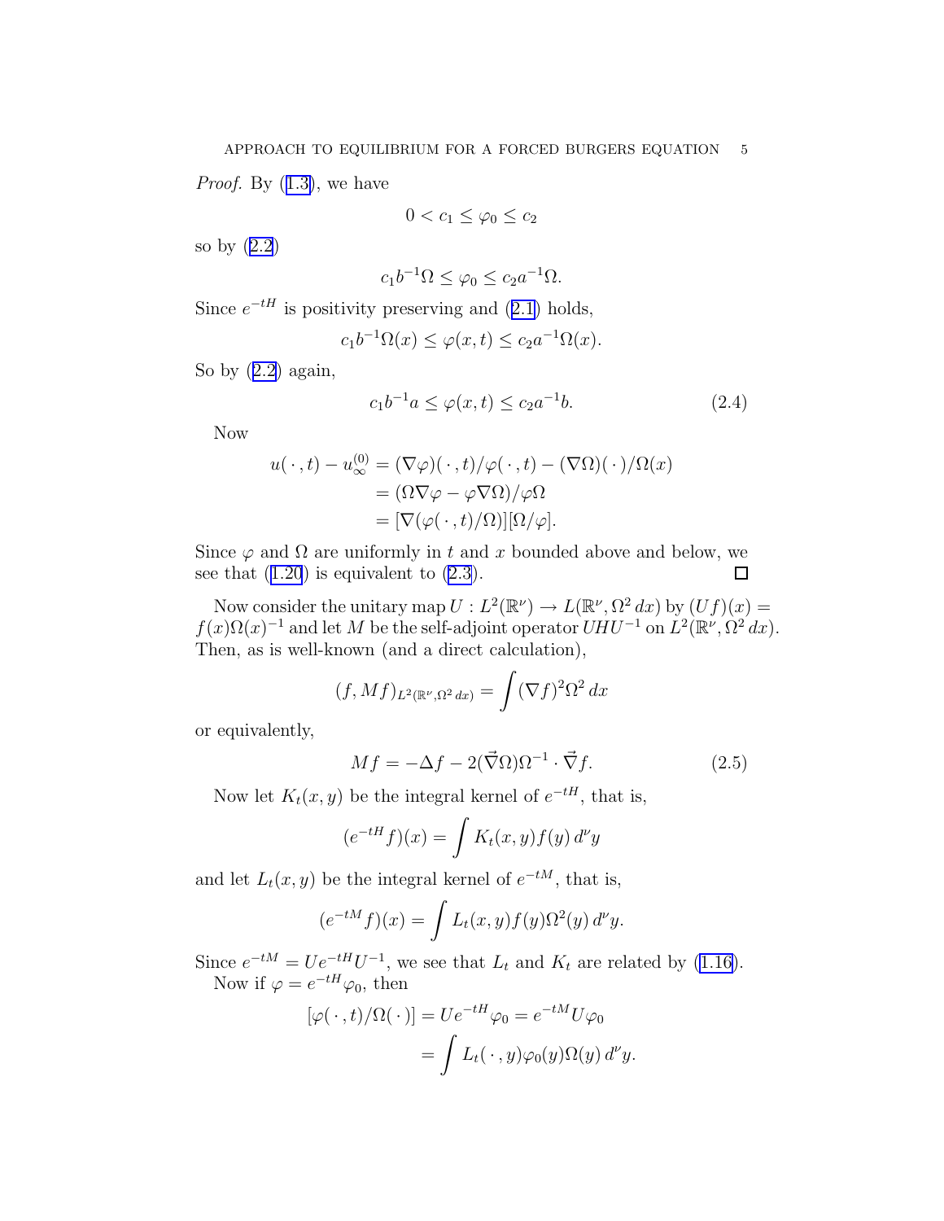*Proof.* By (1.3), we have

$$0 < c_1 \le \varphi_0 \le c_2$$

so by (2.2)

$$c_1 b^{-1} \Omega \le \varphi_0 \le c_2 a^{-1} \Omega.$$

Since $e^{-tH}$ is positivity preserving and (2.1) holds,

$$c_1 b^{-1} \Omega(x) \le \varphi(x,t) \le c_2 a^{-1} \Omega(x).$$

So by (2.2) again,

$$c_1 b^{-1} a \le \varphi(x,t) \le c_2 a^{-1} b. \tag{2.4}$$

Now

$$\begin{aligned} u(\,\cdot\,,t) - u_\infty^{(0)} &= (\nabla\varphi)(\,\cdot\,,t)/\varphi(\,\cdot\,,t) - (\nabla\Omega)(\,\cdot\,)/\Omega(x) \\ &= (\Omega\nabla\varphi - \varphi\nabla\Omega)/\varphi\Omega \\ &= [\nabla(\varphi(\,\cdot\,,t)/\Omega)][\Omega/\varphi]. \end{aligned}$$

Since $\varphi$ and $\Omega$ are uniformly in $t$ and $x$ bounded above and below, we see that (1.20) is equivalent to (2.3). $\square$

Now consider the unitary map $U : L^2(\mathbb{R}^\nu) \to L(\mathbb{R}^\nu, \Omega^2\, dx)$ by $(Uf)(x) = f(x)\Omega(x)^{-1}$ and let $M$ be the self-adjoint operator $UHU^{-1}$ on $L^2(\mathbb{R}^\nu, \Omega^2\, dx)$. Then, as is well-known (and a direct calculation),

$$(f, Mf)_{L^2(\mathbb{R}^\nu, \Omega^2\, dx)} = \int (\nabla f)^2 \Omega^2\, dx$$

or equivalently,

$$Mf = -\Delta f - 2(\vec{\nabla}\Omega)\Omega^{-1} \cdot \vec{\nabla} f. \tag{2.5}$$

Now let $K_t(x,y)$ be the integral kernel of $e^{-tH}$, that is,

$$(e^{-tH} f)(x) = \int K_t(x,y) f(y)\, d^\nu y$$

and let $L_t(x,y)$ be the integral kernel of $e^{-tM}$, that is,

$$(e^{-tM} f)(x) = \int L_t(x,y) f(y) \Omega^2(y)\, d^\nu y.$$

Since $e^{-tM} = U e^{-tH} U^{-1}$, we see that $L_t$ and $K_t$ are related by (1.16).

Now if $\varphi = e^{-tH}\varphi_0$, then

$$\begin{aligned} [\varphi(\,\cdot\,,t)/\Omega(\,\cdot\,)] &= U e^{-tH} \varphi_0 = e^{-tM} U \varphi_0 \\ &= \int L_t(\,\cdot\,, y) \varphi_0(y) \Omega(y)\, d^\nu y. \end{aligned}$$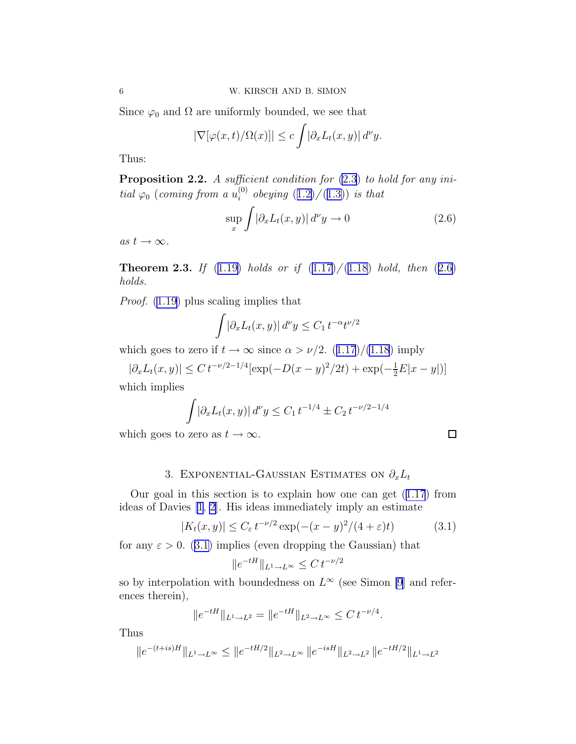Since $\varphi_0$ and $\Omega$ are uniformly bounded, we see that

$$|\nabla[\varphi(x,t)/\Omega(x)]| \leq c \int |\partial_x L_t(x,y)| \, d^\nu y.$$

Thus:

**Proposition 2.2.** *A sufficient condition for* (2.3) *to hold for any initial* $\varphi_0$ (*coming from a* $u_i^{(0)}$ *obeying* (1.2)/(1.3)) *is that*

$$\sup_x \int |\partial_x L_t(x,y)| \, d^\nu y \to 0 \tag{2.6}$$

*as* $t \to \infty$.

**Theorem 2.3.** *If* (1.19) *holds or if* (1.17)/(1.18) *hold, then* (2.6) *holds.*

*Proof.* (1.19) plus scaling implies that

$$\int |\partial_x L_t(x,y)| \, d^\nu y \leq C_1 \, t^{-\alpha} t^{\nu/2}$$

which goes to zero if $t \to \infty$ since $\alpha > \nu/2$. (1.17)/(1.18) imply

$$|\partial_x L_t(x,y)| \leq C \, t^{-\nu/2-1/4} [\exp(-D(x-y)^2/2t) + \exp(-\tfrac{1}{2}E|x-y|)]$$

which implies

$$\int |\partial_x L_t(x,y)| \, d^\nu y \leq C_1 \, t^{-1/4} \pm C_2 \, t^{-\nu/2-1/4}$$

which goes to zero as $t \to \infty$. $\square$

## 3. Exponential-Gaussian Estimates on $\partial_x L_t$

Our goal in this section is to explain how one can get (1.17) from ideas of Davies [1, 2]. His ideas immediately imply an estimate

$$|K_t(x,y)| \leq C_\varepsilon \, t^{-\nu/2} \exp(-(x-y)^2/(4+\varepsilon)t) \tag{3.1}$$

for any $\varepsilon > 0$. (3.1) implies (even dropping the Gaussian) that

$$\|e^{-tH}\|_{L^1 \to L^\infty} \leq C \, t^{-\nu/2}$$

so by interpolation with boundedness on $L^\infty$ (see Simon [9] and references therein),

$$\|e^{-tH}\|_{L^1 \to L^2} = \|e^{-tH}\|_{L^2 \to L^\infty} \leq C \, t^{-\nu/4}.$$

Thus

$$\|e^{-(t+is)H}\|_{L^1 \to L^\infty} \leq \|e^{-tH/2}\|_{L^2 \to L^\infty} \, \|e^{-isH}\|_{L^2 \to L^2} \, \|e^{-tH/2}\|_{L^1 \to L^2}$$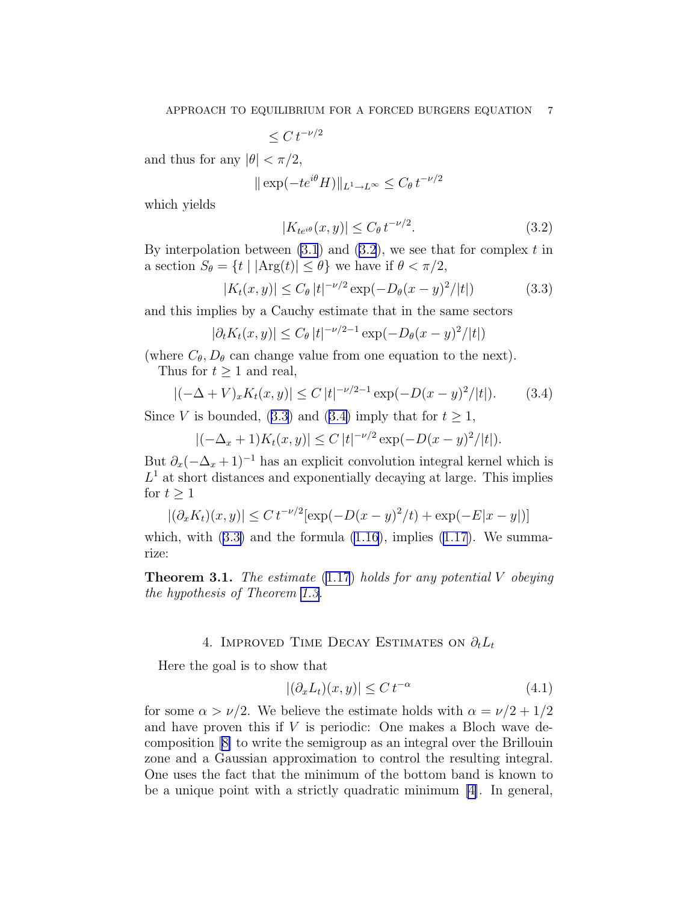$$\leq C\, t^{-\nu/2}$$

and thus for any $|\theta| < \pi/2$,

$$\| \exp(-te^{i\theta} H)\|_{L^1 \to L^\infty} \leq C_\theta\, t^{-\nu/2}$$

which yields

$$|K_{te^{i\theta}}(x,y)| \leq C_\theta\, t^{-\nu/2}. \tag{3.2}$$

By interpolation between (3.1) and (3.2), we see that for complex $t$ in a section $S_\theta = \{t \mid |\mathrm{Arg}(t)| \leq \theta\}$ we have if $\theta < \pi/2$,

$$|K_t(x,y)| \leq C_\theta\, |t|^{-\nu/2} \exp(-D_\theta (x-y)^2/|t|) \tag{3.3}$$

and this implies by a Cauchy estimate that in the same sectors

$$|\partial_t K_t(x,y)| \leq C_\theta\, |t|^{-\nu/2-1} \exp(-D_\theta (x-y)^2/|t|)$$

(where $C_\theta, D_\theta$ can change value from one equation to the next).

Thus for $t \geq 1$ and real,

$$|(-\Delta + V)_x K_t(x,y)| \leq C\, |t|^{-\nu/2-1} \exp(-D(x-y)^2/|t|). \tag{3.4}$$

Since $V$ is bounded, (3.3) and (3.4) imply that for $t \geq 1$,

$$|(-\Delta_x + 1) K_t(x,y)| \leq C\, |t|^{-\nu/2} \exp(-D(x-y)^2/|t|).$$

But $\partial_x(-\Delta_x + 1)^{-1}$ has an explicit convolution integral kernel which is $L^1$ at short distances and exponentially decaying at large. This implies for $t \geq 1$

$$|(\partial_x K_t)(x,y)| \leq C\, t^{-\nu/2} [\exp(-D(x-y)^2/t) + \exp(-E|x-y|)]$$

which, with (3.3) and the formula (1.16), implies (1.17). We summarize:

**Theorem 3.1.** *The estimate (1.17) holds for any potential $V$ obeying the hypothesis of Theorem 1.3.*

## 4. Improved Time Decay Estimates on $\partial_t L_t$

Here the goal is to show that

$$|(\partial_x L_t)(x,y)| \leq C\, t^{-\alpha} \tag{4.1}$$

for some $\alpha > \nu/2$. We believe the estimate holds with $\alpha = \nu/2 + 1/2$ and have proven this if $V$ is periodic: One makes a Bloch wave decomposition [8] to write the semigroup as an integral over the Brillouin zone and a Gaussian approximation to control the resulting integral. One uses the fact that the minimum of the bottom band is known to be a unique point with a strictly quadratic minimum [4]. In general,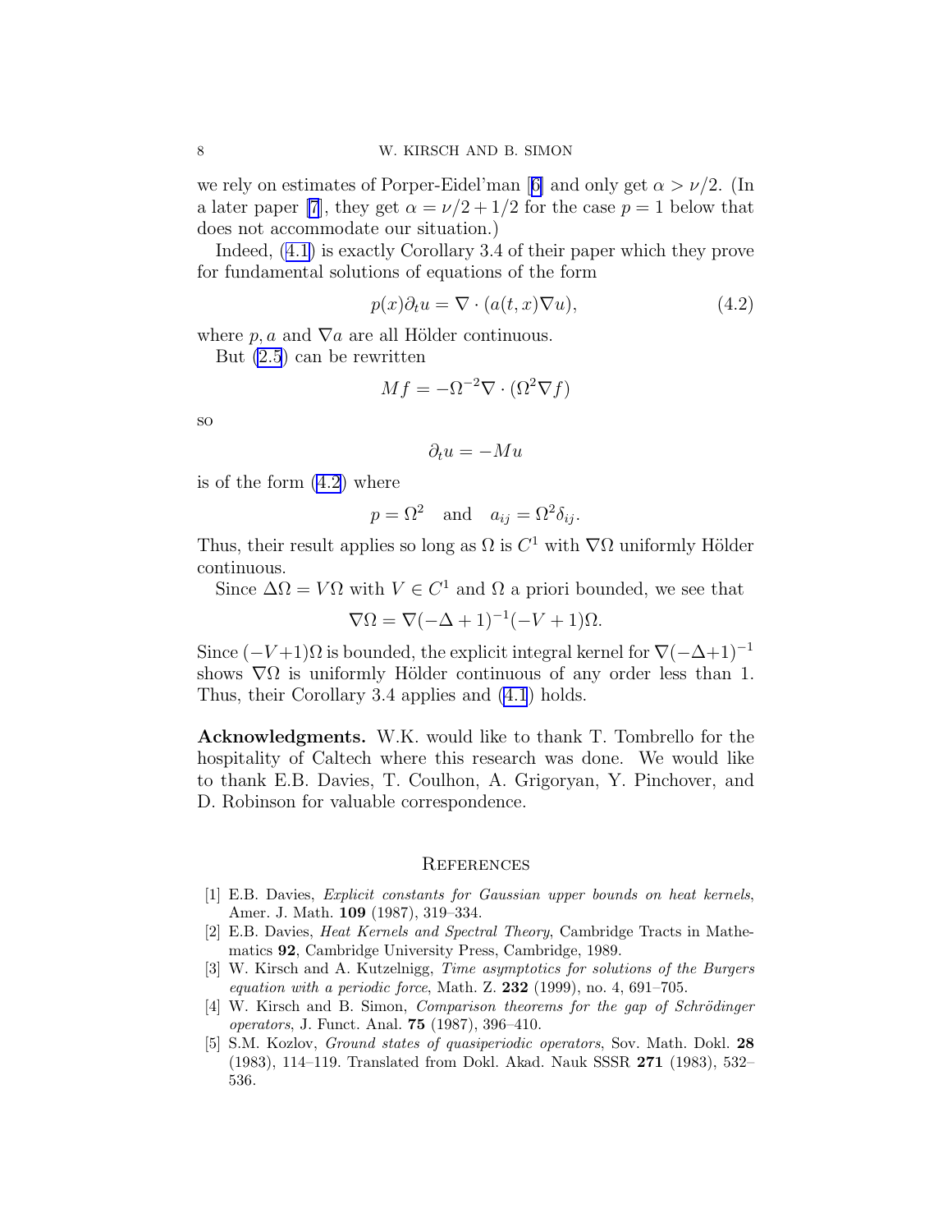we rely on estimates of Porper-Eidel'man [6] and only get $\alpha > \nu/2$. (In a later paper [7], they get $\alpha = \nu/2 + 1/2$ for the case $p = 1$ below that does not accommodate our situation.)

Indeed, (4.1) is exactly Corollary 3.4 of their paper which they prove for fundamental solutions of equations of the form

$$p(x)\partial_t u = \nabla \cdot (a(t,x)\nabla u), \tag{4.2}$$

where $p, a$ and $\nabla a$ are all Hölder continuous.

But (2.5) can be rewritten

$$Mf = -\Omega^{-2}\nabla \cdot (\Omega^2 \nabla f)$$

so

$$\partial_t u = -Mu$$

is of the form (4.2) where

$$p = \Omega^2 \quad \text{and} \quad a_{ij} = \Omega^2 \delta_{ij}.$$

Thus, their result applies so long as $\Omega$ is $C^1$ with $\nabla\Omega$ uniformly Hölder continuous.

Since $\Delta\Omega = V\Omega$ with $V \in C^1$ and $\Omega$ a priori bounded, we see that

$$\nabla\Omega = \nabla(-\Delta + 1)^{-1}(-V+1)\Omega.$$

Since $(-V+1)\Omega$ is bounded, the explicit integral kernel for $\nabla(-\Delta+1)^{-1}$ shows $\nabla\Omega$ is uniformly Hölder continuous of any order less than 1. Thus, their Corollary 3.4 applies and (4.1) holds.

**Acknowledgments.** W.K. would like to thank T. Tombrello for the hospitality of Caltech where this research was done. We would like to thank E.B. Davies, T. Coulhon, A. Grigoryan, Y. Pinchover, and D. Robinson for valuable correspondence.

## References

[1] E.B. Davies, *Explicit constants for Gaussian upper bounds on heat kernels*, Amer. J. Math. **109** (1987), 319–334.

[2] E.B. Davies, *Heat Kernels and Spectral Theory*, Cambridge Tracts in Mathematics **92**, Cambridge University Press, Cambridge, 1989.

[3] W. Kirsch and A. Kutzelnigg, *Time asymptotics for solutions of the Burgers equation with a periodic force*, Math. Z. **232** (1999), no. 4, 691–705.

[4] W. Kirsch and B. Simon, *Comparison theorems for the gap of Schrödinger operators*, J. Funct. Anal. **75** (1987), 396–410.

[5] S.M. Kozlov, *Ground states of quasiperiodic operators*, Sov. Math. Dokl. **28** (1983), 114–119. Translated from Dokl. Akad. Nauk SSSR **271** (1983), 532–536.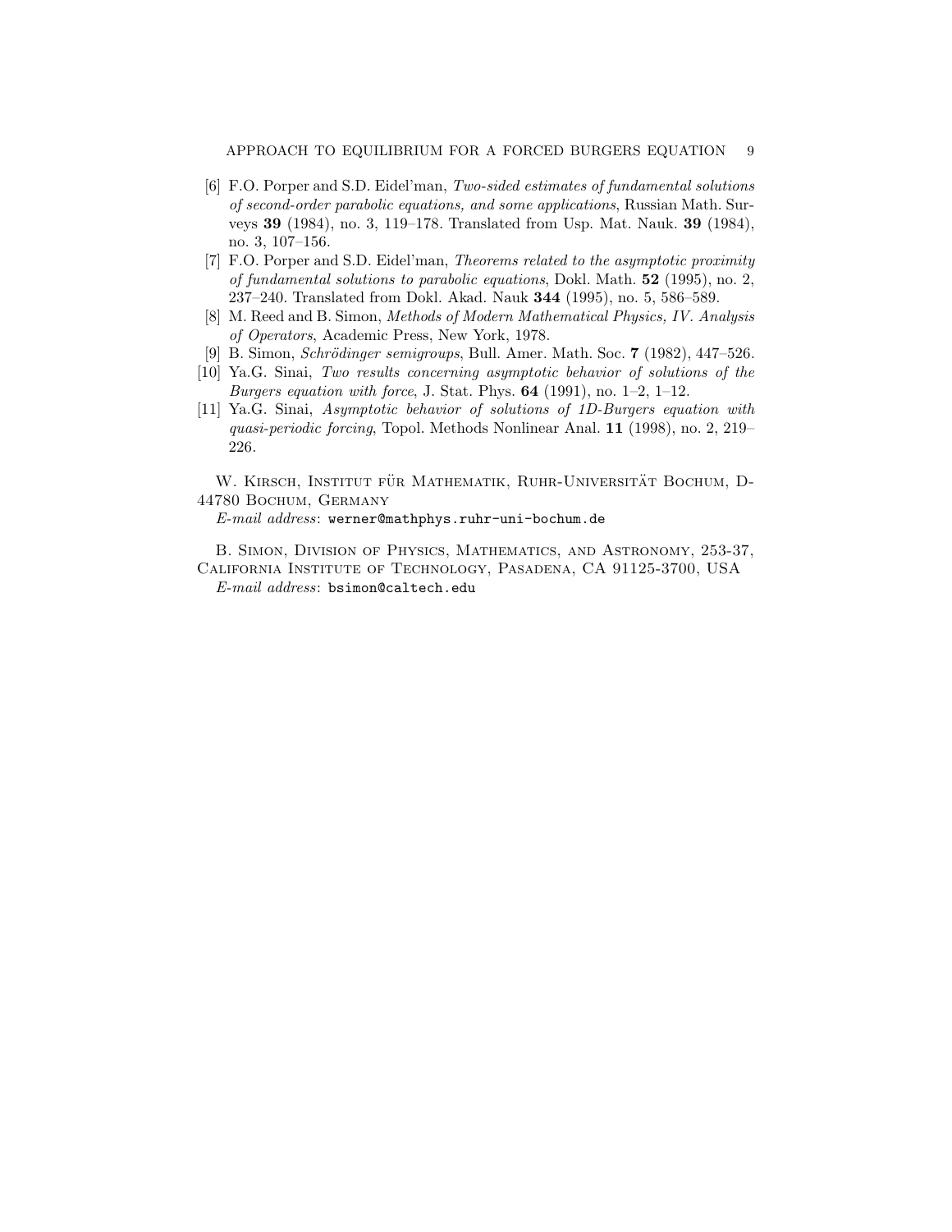[6] F.O. Porper and S.D. Eidel'man, *Two-sided estimates of fundamental solutions of second-order parabolic equations, and some applications*, Russian Math. Surveys **39** (1984), no. 3, 119–178. Translated from Usp. Mat. Nauk. **39** (1984), no. 3, 107–156.

[7] F.O. Porper and S.D. Eidel'man, *Theorems related to the asymptotic proximity of fundamental solutions to parabolic equations*, Dokl. Math. **52** (1995), no. 2, 237–240. Translated from Dokl. Akad. Nauk **344** (1995), no. 5, 586–589.

[8] M. Reed and B. Simon, *Methods of Modern Mathematical Physics, IV. Analysis of Operators*, Academic Press, New York, 1978.

[9] B. Simon, *Schrödinger semigroups*, Bull. Amer. Math. Soc. **7** (1982), 447–526.

[10] Ya.G. Sinai, *Two results concerning asymptotic behavior of solutions of the Burgers equation with force*, J. Stat. Phys. **64** (1991), no. 1–2, 1–12.

[11] Ya.G. Sinai, *Asymptotic behavior of solutions of 1D-Burgers equation with quasi-periodic forcing*, Topol. Methods Nonlinear Anal. **11** (1998), no. 2, 219–226.

W. Kirsch, Institut für Mathematik, Ruhr-Universität Bochum, D-44780 Bochum, Germany

*E-mail address*: werner@mathphys.ruhr-uni-bochum.de

B. Simon, Division of Physics, Mathematics, and Astronomy, 253-37, California Institute of Technology, Pasadena, CA 91125-3700, USA

*E-mail address*: bsimon@caltech.edu